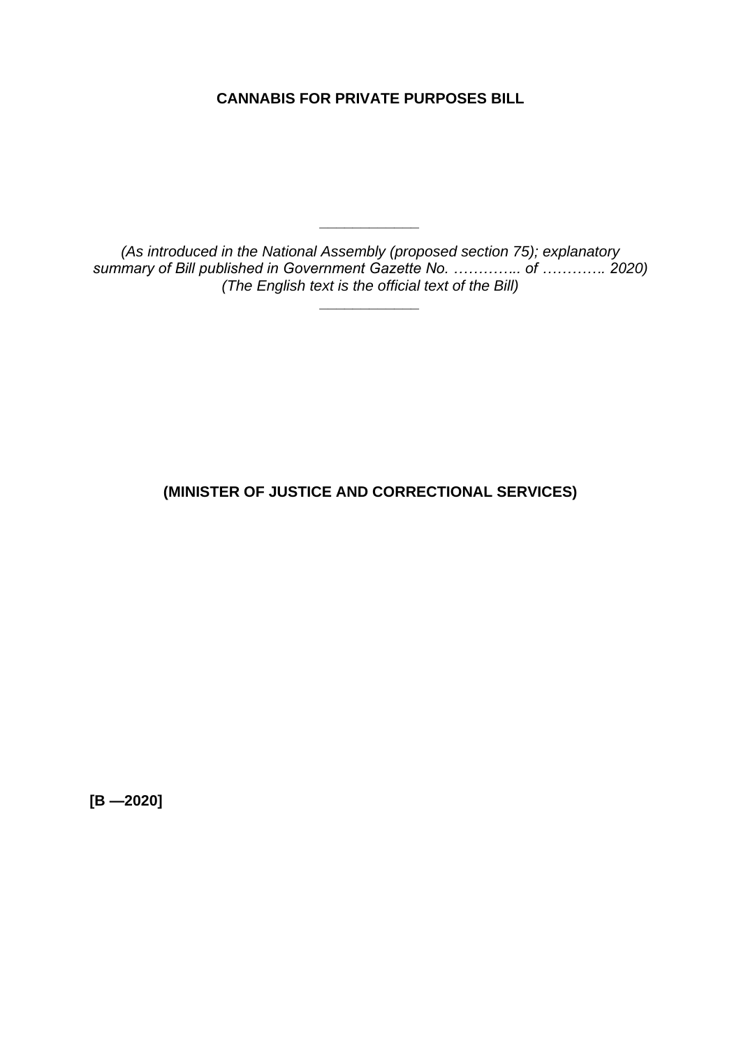# CANNABIS FOR PRIVATE PURPOSES BILL

---

*(As introduced in the National Assembly (proposed section 75); explanatory summary of Bill published in Government Gazette No. ………….. of ………….. 2020)*
*(The English text is the official text of the Bill)*

---

**(MINISTER OF JUSTICE AND CORRECTIONAL SERVICES)**

**[B —2020]**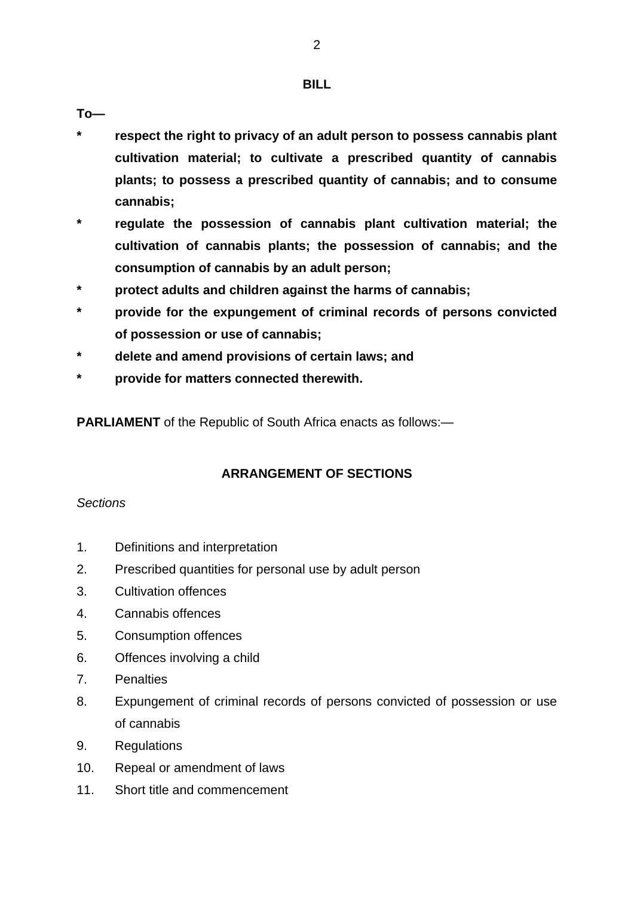## BILL

**To—**

- **respect the right to privacy of an adult person to possess cannabis plant cultivation material; to cultivate a prescribed quantity of cannabis plants; to possess a prescribed quantity of cannabis; and to consume cannabis;**
- **regulate the possession of cannabis plant cultivation material; the cultivation of cannabis plants; the possession of cannabis; and the consumption of cannabis by an adult person;**
- **protect adults and children against the harms of cannabis;**
- **provide for the expungement of criminal records of persons convicted of possession or use of cannabis;**
- **delete and amend provisions of certain laws; and**
- **provide for matters connected therewith.**

**PARLIAMENT** of the Republic of South Africa enacts as follows:—

## ARRANGEMENT OF SECTIONS

*Sections*

1. Definitions and interpretation
2. Prescribed quantities for personal use by adult person
3. Cultivation offences
4. Cannabis offences
5. Consumption offences
6. Offences involving a child
7. Penalties
8. Expungement of criminal records of persons convicted of possession or use of cannabis
9. Regulations
10. Repeal or amendment of laws
11. Short title and commencement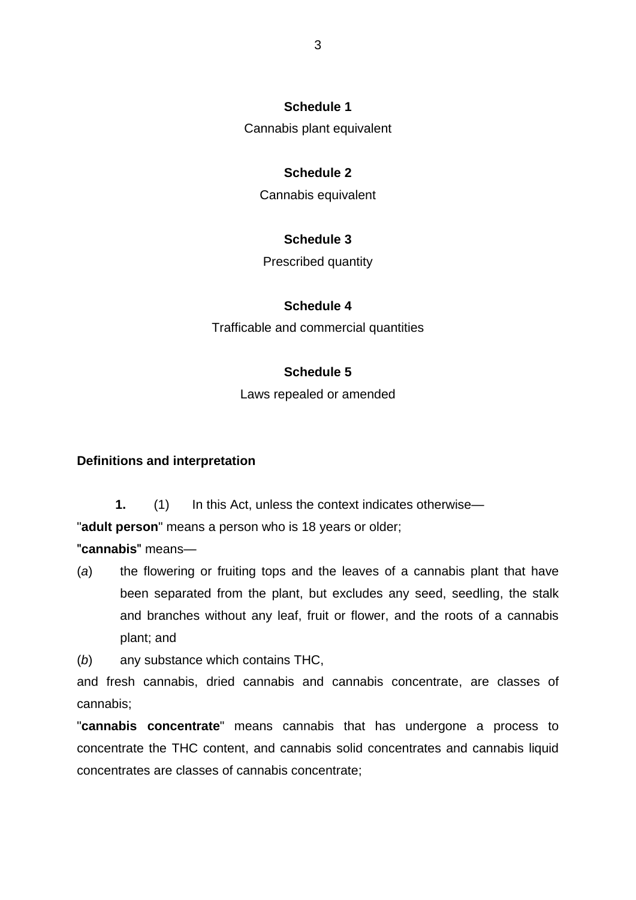**Schedule 1**

Cannabis plant equivalent

**Schedule 2**

Cannabis equivalent

**Schedule 3**

Prescribed quantity

**Schedule 4**

Trafficable and commercial quantities

**Schedule 5**

Laws repealed or amended

**Definitions and interpretation**

**1.** (1) In this Act, unless the context indicates otherwise—

"**adult person**" means a person who is 18 years or older;

"**cannabis**" means—

(*a*) the flowering or fruiting tops and the leaves of a cannabis plant that have been separated from the plant, but excludes any seed, seedling, the stalk and branches without any leaf, fruit or flower, and the roots of a cannabis plant; and

(*b*) any substance which contains THC,

and fresh cannabis, dried cannabis and cannabis concentrate, are classes of cannabis;

"**cannabis concentrate**" means cannabis that has undergone a process to concentrate the THC content, and cannabis solid concentrates and cannabis liquid concentrates are classes of cannabis concentrate;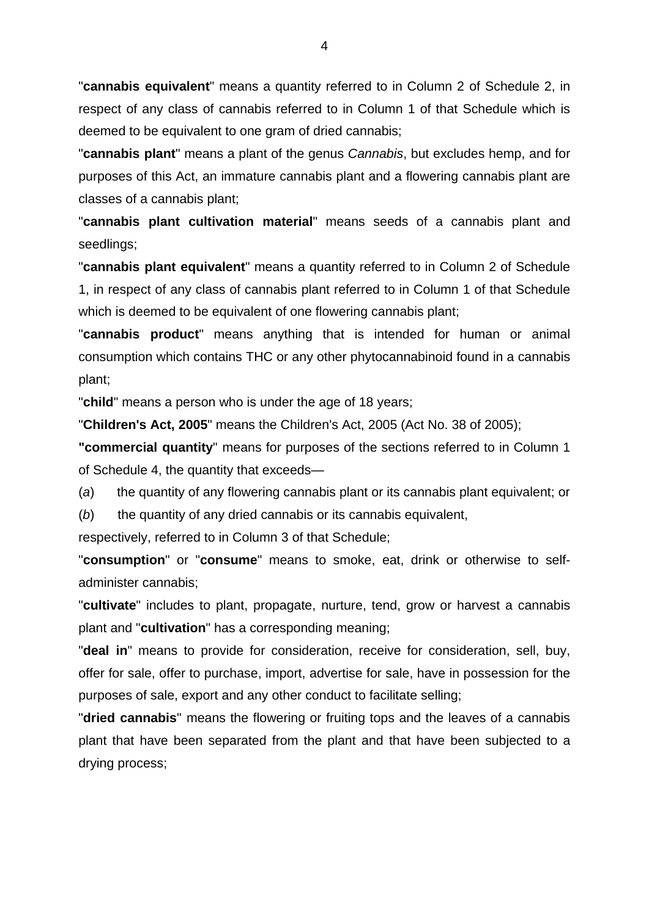"**cannabis equivalent**" means a quantity referred to in Column 2 of Schedule 2, in respect of any class of cannabis referred to in Column 1 of that Schedule which is deemed to be equivalent to one gram of dried cannabis;

"**cannabis plant**" means a plant of the genus *Cannabis*, but excludes hemp, and for purposes of this Act, an immature cannabis plant and a flowering cannabis plant are classes of a cannabis plant;

"**cannabis plant cultivation material**" means seeds of a cannabis plant and seedlings;

"**cannabis plant equivalent**" means a quantity referred to in Column 2 of Schedule 1, in respect of any class of cannabis plant referred to in Column 1 of that Schedule which is deemed to be equivalent of one flowering cannabis plant;

"**cannabis product**" means anything that is intended for human or animal consumption which contains THC or any other phytocannabinoid found in a cannabis plant;

"**child**" means a person who is under the age of 18 years;

"**Children's Act, 2005**" means the Children's Act, 2005 (Act No. 38 of 2005);

**"commercial quantity**" means for purposes of the sections referred to in Column 1 of Schedule 4, the quantity that exceeds—

(*a*) the quantity of any flowering cannabis plant or its cannabis plant equivalent; or

(*b*) the quantity of any dried cannabis or its cannabis equivalent,

respectively, referred to in Column 3 of that Schedule;

"**consumption**" or "**consume**" means to smoke, eat, drink or otherwise to self-administer cannabis;

"**cultivate**" includes to plant, propagate, nurture, tend, grow or harvest a cannabis plant and "**cultivation**" has a corresponding meaning;

"**deal in**" means to provide for consideration, receive for consideration, sell, buy, offer for sale, offer to purchase, import, advertise for sale, have in possession for the purposes of sale, export and any other conduct to facilitate selling;

"**dried cannabis**" means the flowering or fruiting tops and the leaves of a cannabis plant that have been separated from the plant and that have been subjected to a drying process;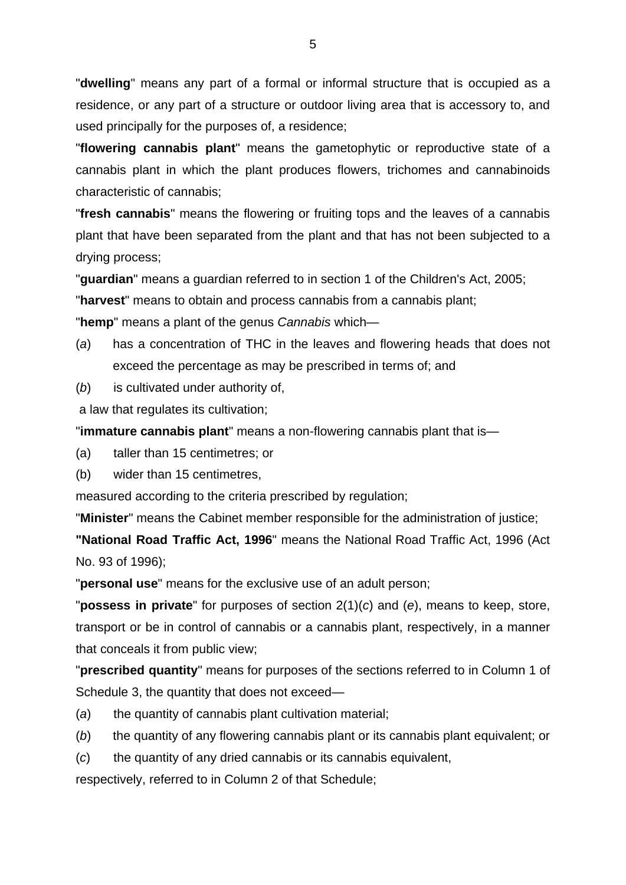"**dwelling**" means any part of a formal or informal structure that is occupied as a residence, or any part of a structure or outdoor living area that is accessory to, and used principally for the purposes of, a residence;

"**flowering cannabis plant**" means the gametophytic or reproductive state of a cannabis plant in which the plant produces flowers, trichomes and cannabinoids characteristic of cannabis;

"**fresh cannabis**" means the flowering or fruiting tops and the leaves of a cannabis plant that have been separated from the plant and that has not been subjected to a drying process;

"**guardian**" means a guardian referred to in section 1 of the Children's Act, 2005;

"**harvest**" means to obtain and process cannabis from a cannabis plant;

"**hemp**" means a plant of the genus *Cannabis* which—

(*a*) has a concentration of THC in the leaves and flowering heads that does not exceed the percentage as may be prescribed in terms of; and

(*b*) is cultivated under authority of,

a law that regulates its cultivation;

"**immature cannabis plant**" means a non-flowering cannabis plant that is—

(a) taller than 15 centimetres; or

(b) wider than 15 centimetres,

measured according to the criteria prescribed by regulation;

"**Minister**" means the Cabinet member responsible for the administration of justice;

**"National Road Traffic Act, 1996**" means the National Road Traffic Act, 1996 (Act No. 93 of 1996);

"**personal use**" means for the exclusive use of an adult person;

"**possess in private**" for purposes of section 2(1)(*c*) and (*e*), means to keep, store, transport or be in control of cannabis or a cannabis plant, respectively, in a manner that conceals it from public view;

"**prescribed quantity**" means for purposes of the sections referred to in Column 1 of Schedule 3, the quantity that does not exceed—

(*a*) the quantity of cannabis plant cultivation material;

(*b*) the quantity of any flowering cannabis plant or its cannabis plant equivalent; or

(*c*) the quantity of any dried cannabis or its cannabis equivalent,

respectively, referred to in Column 2 of that Schedule;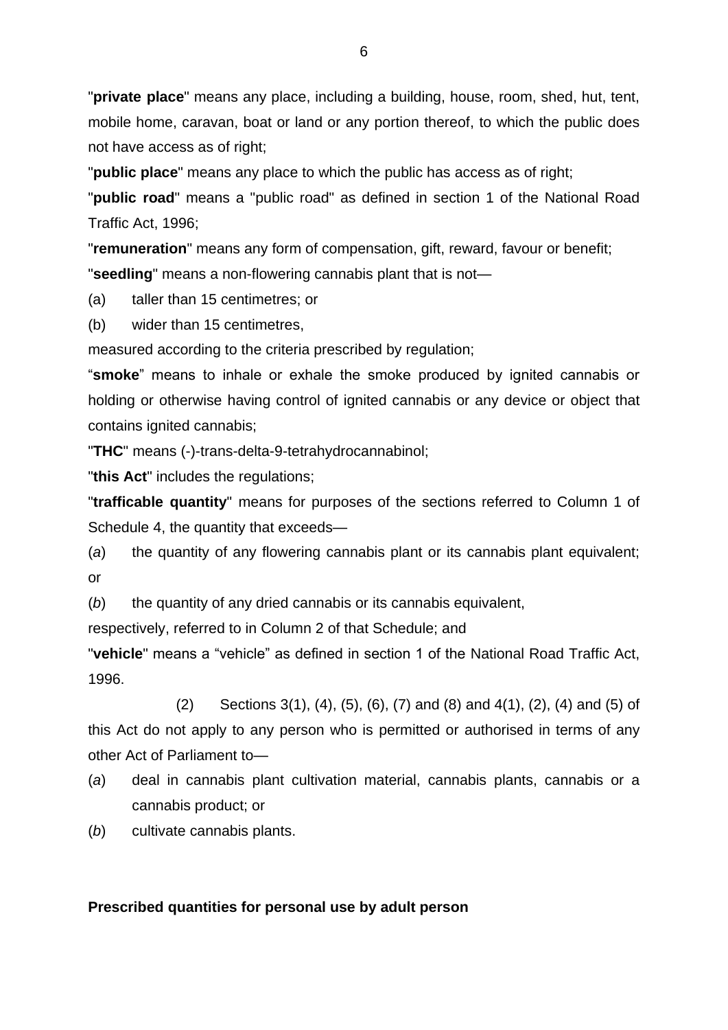"**private place**" means any place, including a building, house, room, shed, hut, tent, mobile home, caravan, boat or land or any portion thereof, to which the public does not have access as of right;

"**public place**" means any place to which the public has access as of right;

"**public road**" means a "public road" as defined in section 1 of the National Road Traffic Act, 1996;

"**remuneration**" means any form of compensation, gift, reward, favour or benefit;

"**seedling**" means a non-flowering cannabis plant that is not—

(a) taller than 15 centimetres; or

(b) wider than 15 centimetres,

measured according to the criteria prescribed by regulation;

"**smoke**" means to inhale or exhale the smoke produced by ignited cannabis or holding or otherwise having control of ignited cannabis or any device or object that contains ignited cannabis;

"**THC**" means (-)-trans-delta-9-tetrahydrocannabinol;

"**this Act**" includes the regulations;

"**trafficable quantity**" means for purposes of the sections referred to Column 1 of Schedule 4, the quantity that exceeds—

(*a*) the quantity of any flowering cannabis plant or its cannabis plant equivalent; or

(*b*) the quantity of any dried cannabis or its cannabis equivalent,

respectively, referred to in Column 2 of that Schedule; and

"**vehicle**" means a "vehicle" as defined in section 1 of the National Road Traffic Act, 1996.

(2) Sections 3(1), (4), (5), (6), (7) and (8) and 4(1), (2), (4) and (5) of this Act do not apply to any person who is permitted or authorised in terms of any other Act of Parliament to—

(*a*) deal in cannabis plant cultivation material, cannabis plants, cannabis or a cannabis product; or

(*b*) cultivate cannabis plants.

**Prescribed quantities for personal use by adult person**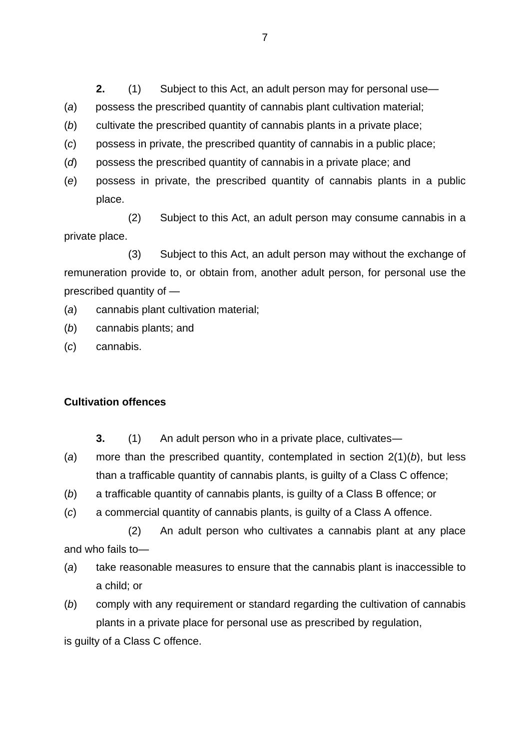**2.** (1) Subject to this Act, an adult person may for personal use—

(*a*) possess the prescribed quantity of cannabis plant cultivation material;

(*b*) cultivate the prescribed quantity of cannabis plants in a private place;

(*c*) possess in private, the prescribed quantity of cannabis in a public place;

(*d*) possess the prescribed quantity of cannabis in a private place; and

(*e*) possess in private, the prescribed quantity of cannabis plants in a public place.

(2) Subject to this Act, an adult person may consume cannabis in a private place.

(3) Subject to this Act, an adult person may without the exchange of remuneration provide to, or obtain from, another adult person, for personal use the prescribed quantity of —

(*a*) cannabis plant cultivation material;

(*b*) cannabis plants; and

(*c*) cannabis.

**Cultivation offences**

**3.** (1) An adult person who in a private place, cultivates—

(*a*) more than the prescribed quantity, contemplated in section 2(1)(*b*), but less than a trafficable quantity of cannabis plants, is guilty of a Class C offence;

(*b*) a trafficable quantity of cannabis plants, is guilty of a Class B offence; or

(*c*) a commercial quantity of cannabis plants, is guilty of a Class A offence.

(2) An adult person who cultivates a cannabis plant at any place and who fails to—

(*a*) take reasonable measures to ensure that the cannabis plant is inaccessible to a child; or

(*b*) comply with any requirement or standard regarding the cultivation of cannabis plants in a private place for personal use as prescribed by regulation,

is guilty of a Class C offence.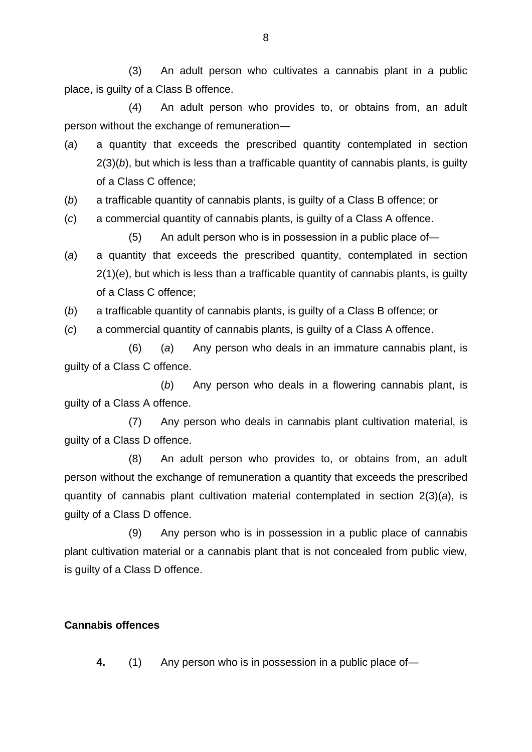(3) An adult person who cultivates a cannabis plant in a public place, is guilty of a Class B offence.

(4) An adult person who provides to, or obtains from, an adult person without the exchange of remuneration—

(*a*) a quantity that exceeds the prescribed quantity contemplated in section 2(3)(*b*), but which is less than a trafficable quantity of cannabis plants, is guilty of a Class C offence;

(*b*) a trafficable quantity of cannabis plants, is guilty of a Class B offence; or

(*c*) a commercial quantity of cannabis plants, is guilty of a Class A offence.

(5) An adult person who is in possession in a public place of—

(*a*) a quantity that exceeds the prescribed quantity, contemplated in section 2(1)(*e*), but which is less than a trafficable quantity of cannabis plants, is guilty of a Class C offence;

(*b*) a trafficable quantity of cannabis plants, is guilty of a Class B offence; or

(*c*) a commercial quantity of cannabis plants, is guilty of a Class A offence.

(6) (*a*) Any person who deals in an immature cannabis plant, is guilty of a Class C offence.

(*b*) Any person who deals in a flowering cannabis plant, is guilty of a Class A offence.

(7) Any person who deals in cannabis plant cultivation material, is guilty of a Class D offence.

(8) An adult person who provides to, or obtains from, an adult person without the exchange of remuneration a quantity that exceeds the prescribed quantity of cannabis plant cultivation material contemplated in section 2(3)(*a*), is guilty of a Class D offence.

(9) Any person who is in possession in a public place of cannabis plant cultivation material or a cannabis plant that is not concealed from public view, is guilty of a Class D offence.

**Cannabis offences**

**4.** (1) Any person who is in possession in a public place of—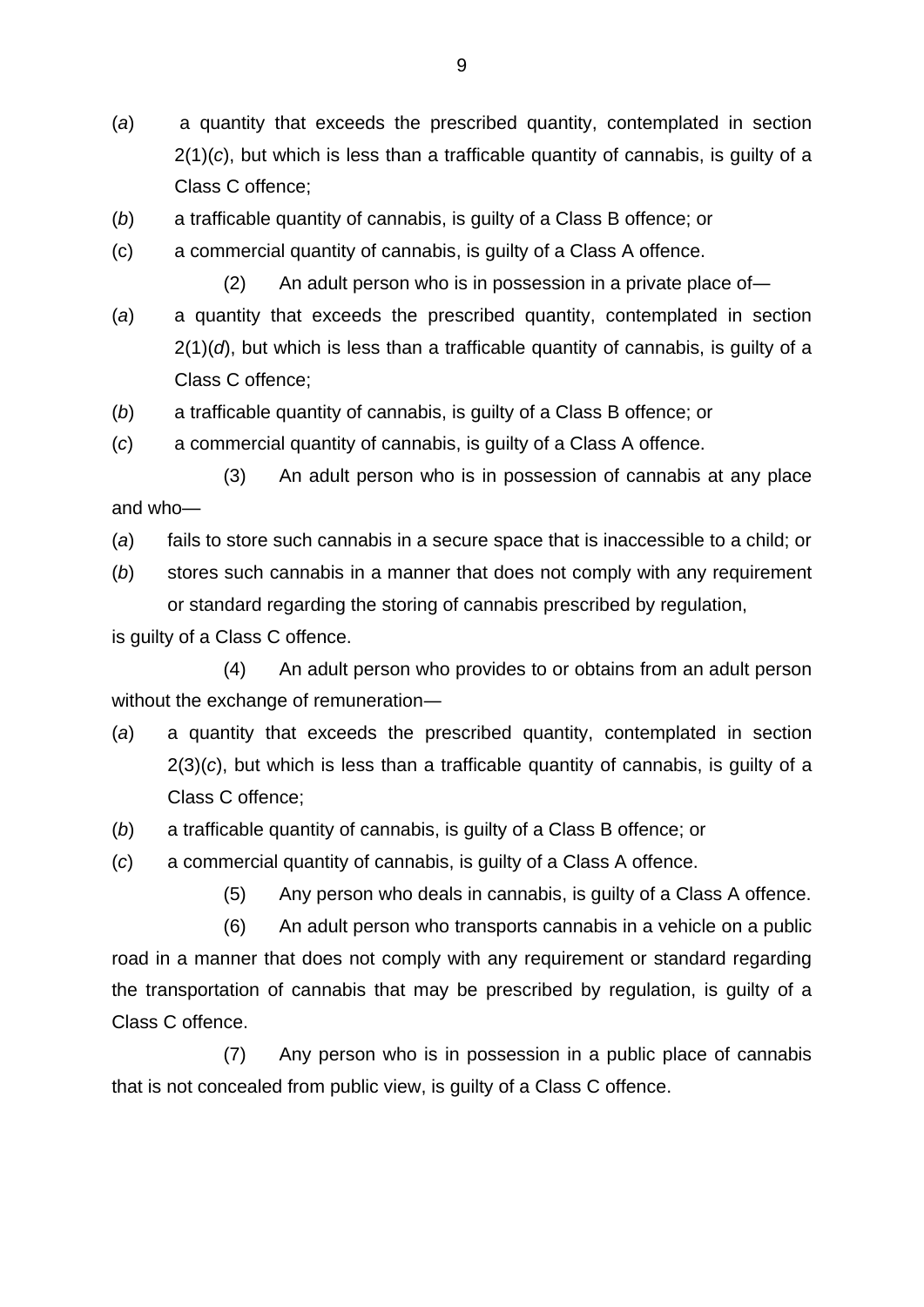(*a*) a quantity that exceeds the prescribed quantity, contemplated in section 2(1)(*c*), but which is less than a trafficable quantity of cannabis, is guilty of a Class C offence;

(*b*) a trafficable quantity of cannabis, is guilty of a Class B offence; or

(c) a commercial quantity of cannabis, is guilty of a Class A offence.

(2) An adult person who is in possession in a private place of—

(*a*) a quantity that exceeds the prescribed quantity, contemplated in section 2(1)(*d*), but which is less than a trafficable quantity of cannabis, is guilty of a Class C offence;

(*b*) a trafficable quantity of cannabis, is guilty of a Class B offence; or

(*c*) a commercial quantity of cannabis, is guilty of a Class A offence.

(3) An adult person who is in possession of cannabis at any place and who—

(*a*) fails to store such cannabis in a secure space that is inaccessible to a child; or

(*b*) stores such cannabis in a manner that does not comply with any requirement or standard regarding the storing of cannabis prescribed by regulation,

is guilty of a Class C offence.

(4) An adult person who provides to or obtains from an adult person without the exchange of remuneration—

(*a*) a quantity that exceeds the prescribed quantity, contemplated in section 2(3)(*c*), but which is less than a trafficable quantity of cannabis, is guilty of a Class C offence;

(*b*) a trafficable quantity of cannabis, is guilty of a Class B offence; or

(*c*) a commercial quantity of cannabis, is guilty of a Class A offence.

(5) Any person who deals in cannabis, is guilty of a Class A offence.

(6) An adult person who transports cannabis in a vehicle on a public road in a manner that does not comply with any requirement or standard regarding the transportation of cannabis that may be prescribed by regulation, is guilty of a Class C offence.

(7) Any person who is in possession in a public place of cannabis that is not concealed from public view, is guilty of a Class C offence.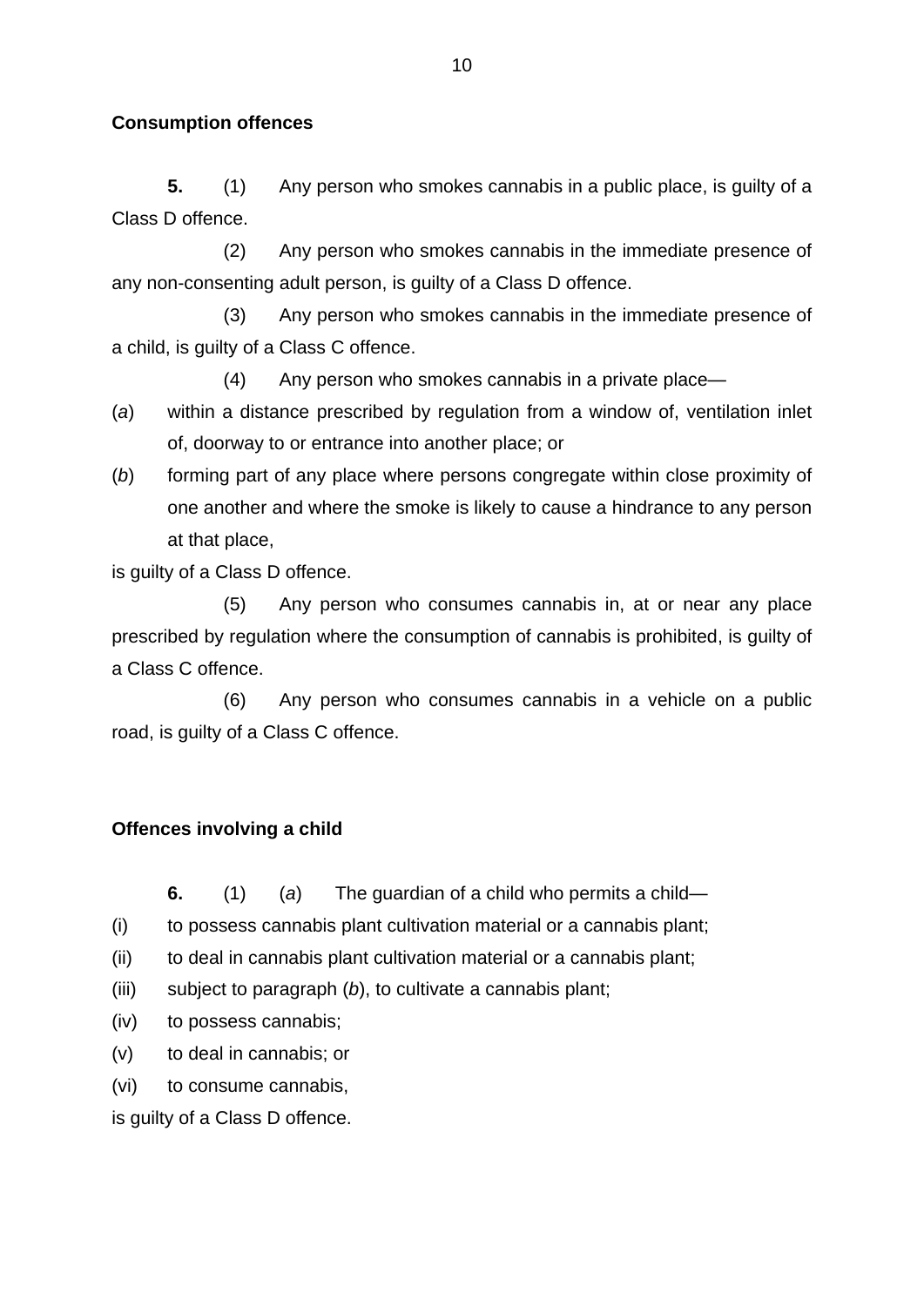**Consumption offences**

**5.** (1) Any person who smokes cannabis in a public place, is guilty of a Class D offence.

(2) Any person who smokes cannabis in the immediate presence of any non-consenting adult person, is guilty of a Class D offence.

(3) Any person who smokes cannabis in the immediate presence of a child, is guilty of a Class C offence.

(4) Any person who smokes cannabis in a private place—

(*a*) within a distance prescribed by regulation from a window of, ventilation inlet of, doorway to or entrance into another place; or

(*b*) forming part of any place where persons congregate within close proximity of one another and where the smoke is likely to cause a hindrance to any person at that place,

is guilty of a Class D offence.

(5) Any person who consumes cannabis in, at or near any place prescribed by regulation where the consumption of cannabis is prohibited, is guilty of a Class C offence.

(6) Any person who consumes cannabis in a vehicle on a public road, is guilty of a Class C offence.

**Offences involving a child**

**6.** (1) (*a*) The guardian of a child who permits a child—

(i) to possess cannabis plant cultivation material or a cannabis plant;

(ii) to deal in cannabis plant cultivation material or a cannabis plant;

(iii) subject to paragraph (*b*), to cultivate a cannabis plant;

(iv) to possess cannabis;

(v) to deal in cannabis; or

(vi) to consume cannabis,

is guilty of a Class D offence.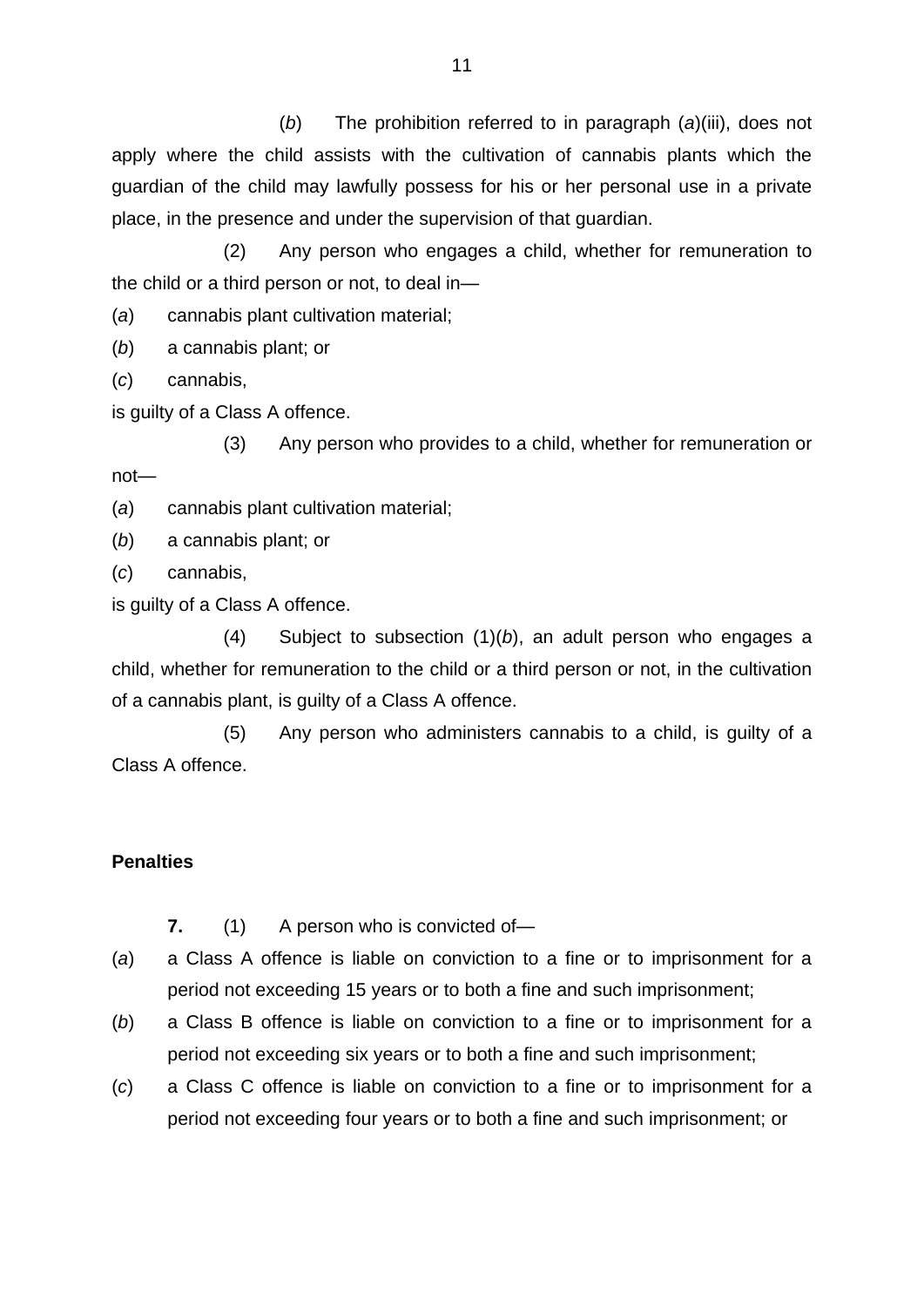(*b*) The prohibition referred to in paragraph (*a*)(iii), does not apply where the child assists with the cultivation of cannabis plants which the guardian of the child may lawfully possess for his or her personal use in a private place, in the presence and under the supervision of that guardian.

(2) Any person who engages a child, whether for remuneration to the child or a third person or not, to deal in—

(*a*) cannabis plant cultivation material;

(*b*) a cannabis plant; or

(*c*) cannabis,

is guilty of a Class A offence.

(3) Any person who provides to a child, whether for remuneration or not—

(*a*) cannabis plant cultivation material;

(*b*) a cannabis plant; or

(*c*) cannabis,

is guilty of a Class A offence.

(4) Subject to subsection (1)(*b*), an adult person who engages a child, whether for remuneration to the child or a third person or not, in the cultivation of a cannabis plant, is guilty of a Class A offence.

(5) Any person who administers cannabis to a child, is guilty of a Class A offence.

**Penalties**

**7.** (1) A person who is convicted of—

(*a*) a Class A offence is liable on conviction to a fine or to imprisonment for a period not exceeding 15 years or to both a fine and such imprisonment;

(*b*) a Class B offence is liable on conviction to a fine or to imprisonment for a period not exceeding six years or to both a fine and such imprisonment;

(*c*) a Class C offence is liable on conviction to a fine or to imprisonment for a period not exceeding four years or to both a fine and such imprisonment; or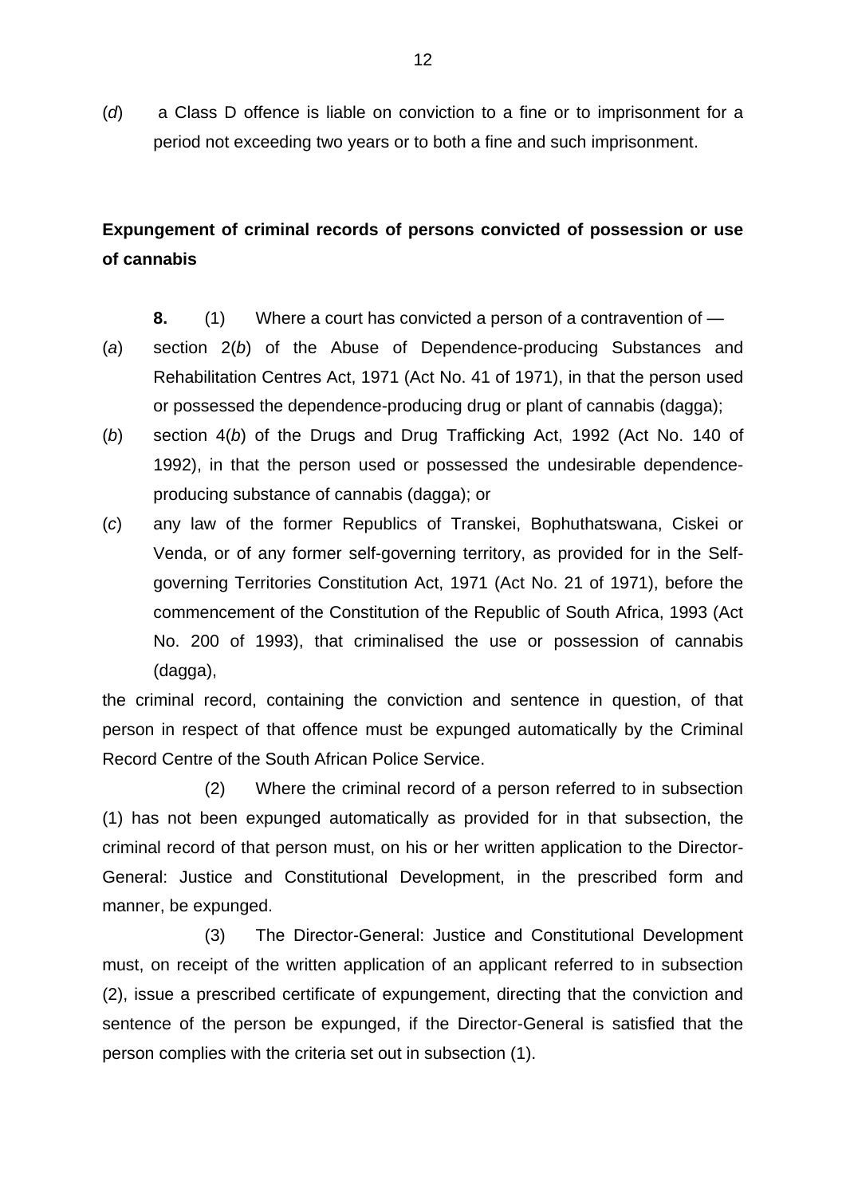(*d*) a Class D offence is liable on conviction to a fine or to imprisonment for a period not exceeding two years or to both a fine and such imprisonment.

**Expungement of criminal records of persons convicted of possession or use of cannabis**

**8.** (1) Where a court has convicted a person of a contravention of —

(*a*) section 2(*b*) of the Abuse of Dependence-producing Substances and Rehabilitation Centres Act, 1971 (Act No. 41 of 1971), in that the person used or possessed the dependence-producing drug or plant of cannabis (dagga);

(*b*) section 4(*b*) of the Drugs and Drug Trafficking Act, 1992 (Act No. 140 of 1992), in that the person used or possessed the undesirable dependence-producing substance of cannabis (dagga); or

(*c*) any law of the former Republics of Transkei, Bophuthatswana, Ciskei or Venda, or of any former self-governing territory, as provided for in the Self-governing Territories Constitution Act, 1971 (Act No. 21 of 1971), before the commencement of the Constitution of the Republic of South Africa, 1993 (Act No. 200 of 1993), that criminalised the use or possession of cannabis (dagga),

the criminal record, containing the conviction and sentence in question, of that person in respect of that offence must be expunged automatically by the Criminal Record Centre of the South African Police Service.

(2) Where the criminal record of a person referred to in subsection (1) has not been expunged automatically as provided for in that subsection, the criminal record of that person must, on his or her written application to the Director-General: Justice and Constitutional Development, in the prescribed form and manner, be expunged.

(3) The Director-General: Justice and Constitutional Development must, on receipt of the written application of an applicant referred to in subsection (2), issue a prescribed certificate of expungement, directing that the conviction and sentence of the person be expunged, if the Director-General is satisfied that the person complies with the criteria set out in subsection (1).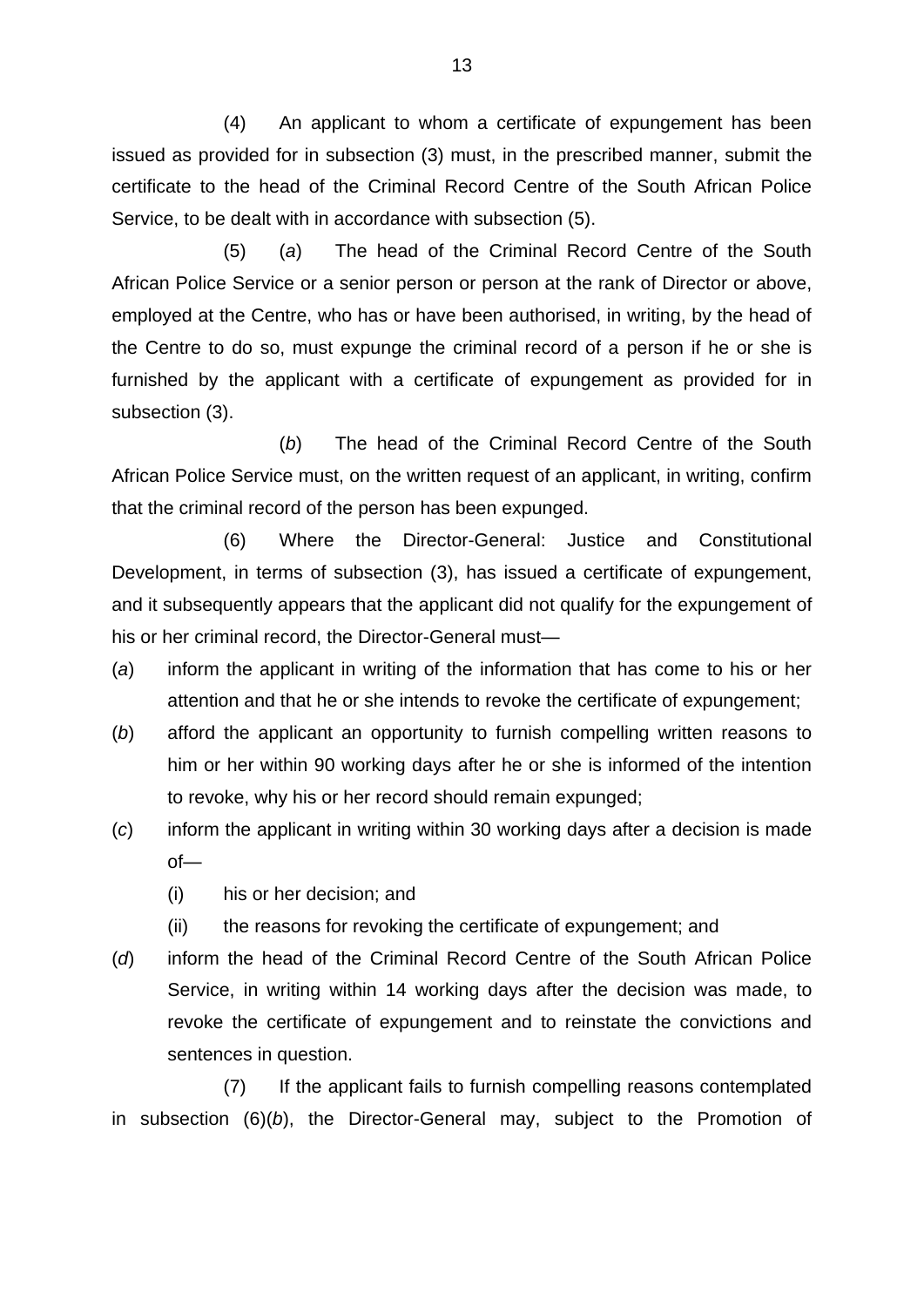(4) An applicant to whom a certificate of expungement has been issued as provided for in subsection (3) must, in the prescribed manner, submit the certificate to the head of the Criminal Record Centre of the South African Police Service, to be dealt with in accordance with subsection (5).

(5) (*a*) The head of the Criminal Record Centre of the South African Police Service or a senior person or person at the rank of Director or above, employed at the Centre, who has or have been authorised, in writing, by the head of the Centre to do so, must expunge the criminal record of a person if he or she is furnished by the applicant with a certificate of expungement as provided for in subsection (3).

(*b*) The head of the Criminal Record Centre of the South African Police Service must, on the written request of an applicant, in writing, confirm that the criminal record of the person has been expunged.

(6) Where the Director-General: Justice and Constitutional Development, in terms of subsection (3), has issued a certificate of expungement, and it subsequently appears that the applicant did not qualify for the expungement of his or her criminal record, the Director-General must—

(*a*) inform the applicant in writing of the information that has come to his or her attention and that he or she intends to revoke the certificate of expungement;

(*b*) afford the applicant an opportunity to furnish compelling written reasons to him or her within 90 working days after he or she is informed of the intention to revoke, why his or her record should remain expunged;

(*c*) inform the applicant in writing within 30 working days after a decision is made of—

 (i) his or her decision; and

 (ii) the reasons for revoking the certificate of expungement; and

(*d*) inform the head of the Criminal Record Centre of the South African Police Service, in writing within 14 working days after the decision was made, to revoke the certificate of expungement and to reinstate the convictions and sentences in question.

(7) If the applicant fails to furnish compelling reasons contemplated in subsection (6)(*b*), the Director-General may, subject to the Promotion of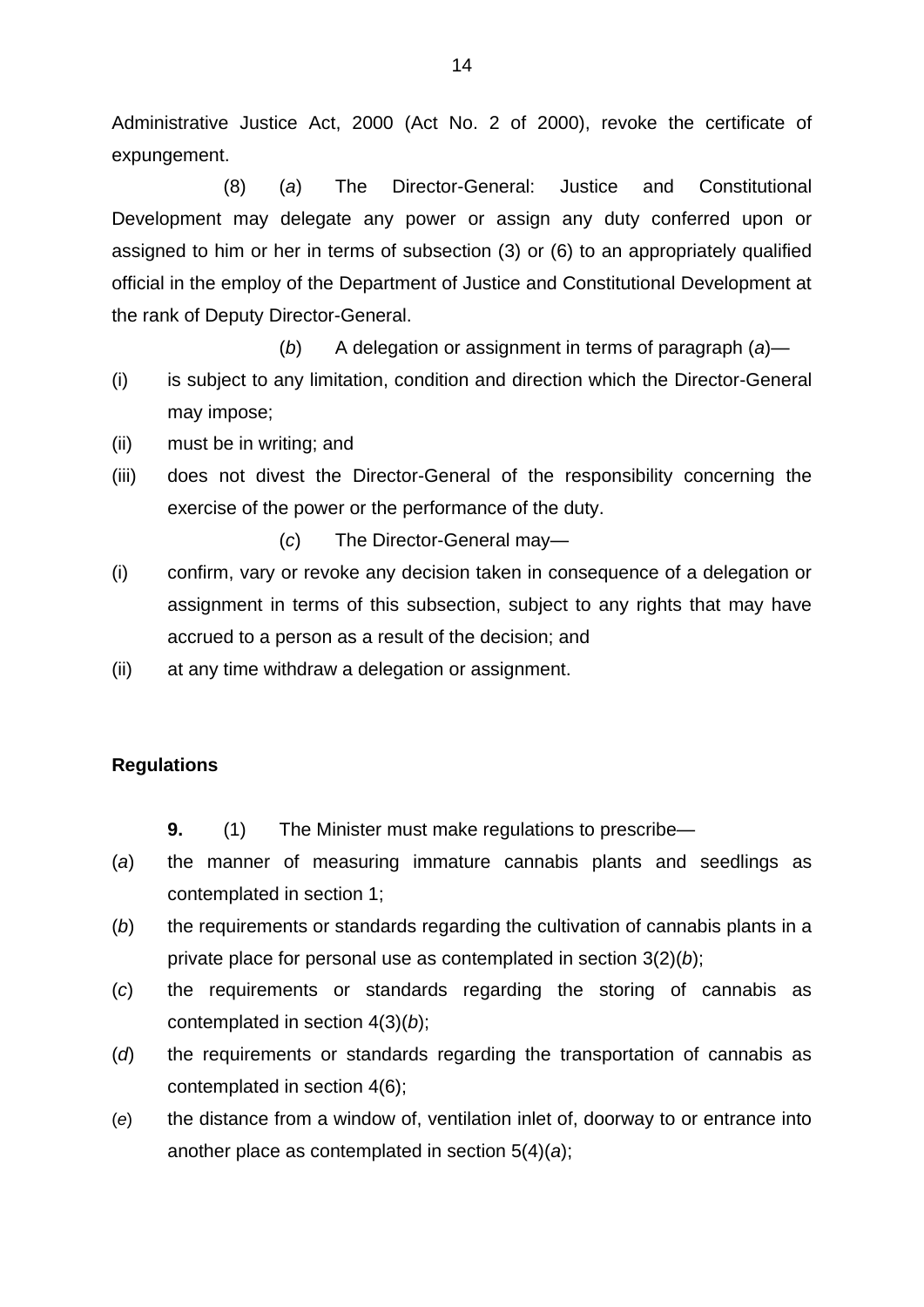Administrative Justice Act, 2000 (Act No. 2 of 2000), revoke the certificate of expungement.

(8) (*a*) The Director-General: Justice and Constitutional Development may delegate any power or assign any duty conferred upon or assigned to him or her in terms of subsection (3) or (6) to an appropriately qualified official in the employ of the Department of Justice and Constitutional Development at the rank of Deputy Director-General.

(*b*) A delegation or assignment in terms of paragraph (*a*)—

(i) is subject to any limitation, condition and direction which the Director-General may impose;

(ii) must be in writing; and

(iii) does not divest the Director-General of the responsibility concerning the exercise of the power or the performance of the duty.

(*c*) The Director-General may—

(i) confirm, vary or revoke any decision taken in consequence of a delegation or assignment in terms of this subsection, subject to any rights that may have accrued to a person as a result of the decision; and

(ii) at any time withdraw a delegation or assignment.

**Regulations**

**9.** (1) The Minister must make regulations to prescribe—

(*a*) the manner of measuring immature cannabis plants and seedlings as contemplated in section 1;

(*b*) the requirements or standards regarding the cultivation of cannabis plants in a private place for personal use as contemplated in section 3(2)(*b*);

(*c*) the requirements or standards regarding the storing of cannabis as contemplated in section 4(3)(*b*);

(*d*) the requirements or standards regarding the transportation of cannabis as contemplated in section 4(6);

(*e*) the distance from a window of, ventilation inlet of, doorway to or entrance into another place as contemplated in section 5(4)(*a*);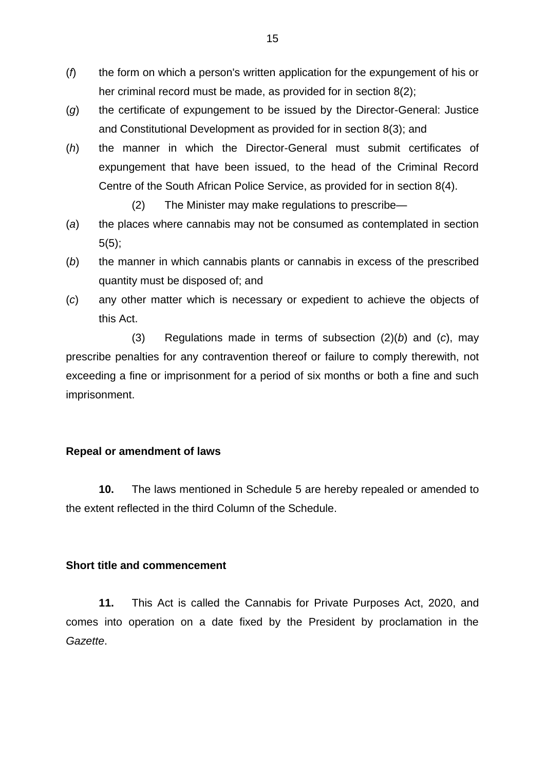(*f*) the form on which a person's written application for the expungement of his or her criminal record must be made, as provided for in section 8(2);

(*g*) the certificate of expungement to be issued by the Director-General: Justice and Constitutional Development as provided for in section 8(3); and

(*h*) the manner in which the Director-General must submit certificates of expungement that have been issued, to the head of the Criminal Record Centre of the South African Police Service, as provided for in section 8(4).

(2) The Minister may make regulations to prescribe—

(*a*) the places where cannabis may not be consumed as contemplated in section 5(5);

(*b*) the manner in which cannabis plants or cannabis in excess of the prescribed quantity must be disposed of; and

(*c*) any other matter which is necessary or expedient to achieve the objects of this Act.

(3) Regulations made in terms of subsection (2)(*b*) and (*c*), may prescribe penalties for any contravention thereof or failure to comply therewith, not exceeding a fine or imprisonment for a period of six months or both a fine and such imprisonment.

**Repeal or amendment of laws**

**10.** The laws mentioned in Schedule 5 are hereby repealed or amended to the extent reflected in the third Column of the Schedule.

**Short title and commencement**

**11.** This Act is called the Cannabis for Private Purposes Act, 2020, and comes into operation on a date fixed by the President by proclamation in the *Gazette*.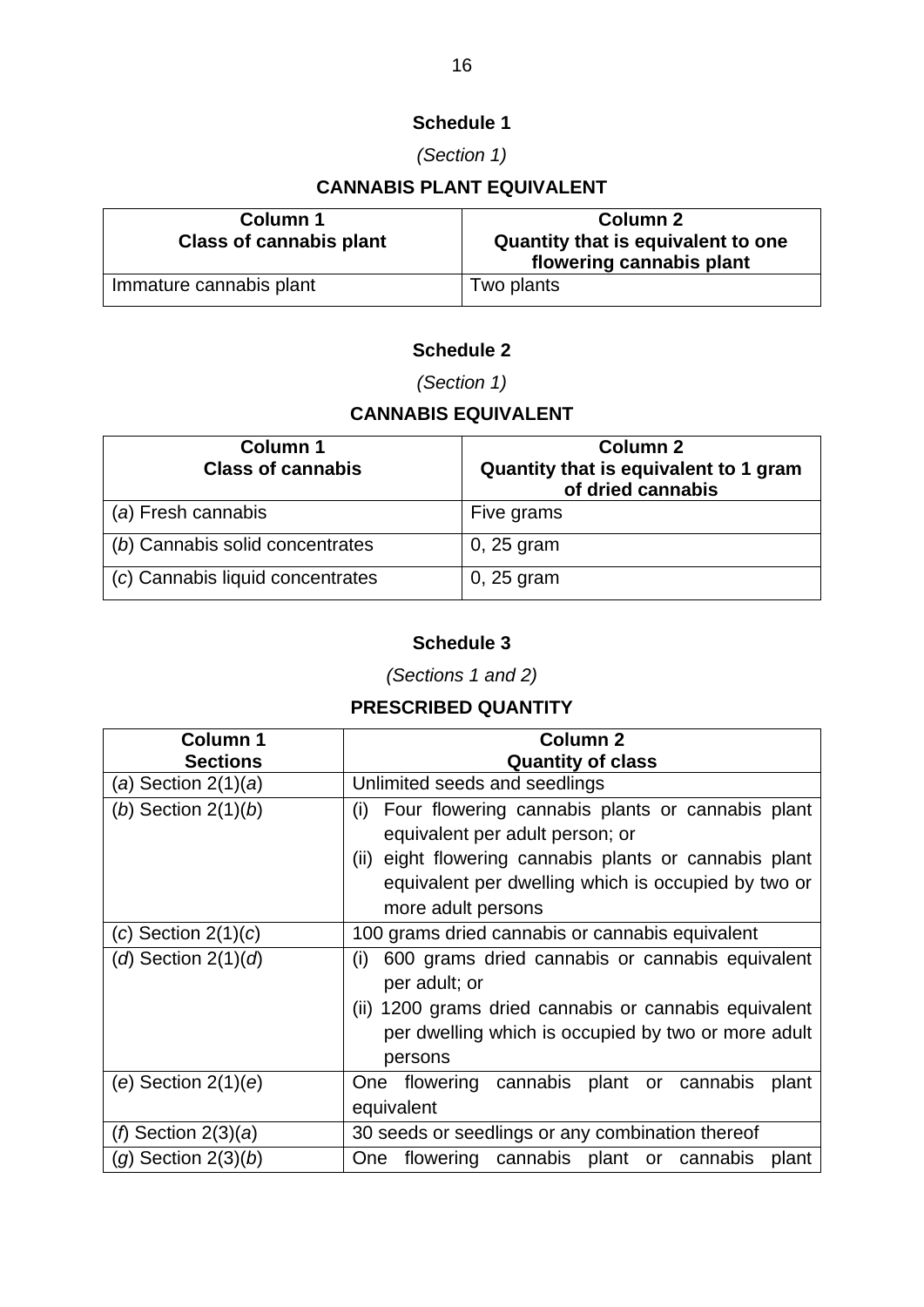## Schedule 1

*(Section 1)*

### CANNABIS PLANT EQUIVALENT

| Column 1<br>Class of cannabis plant | Column 2<br>Quantity that is equivalent to one flowering cannabis plant |
|---|---|
| Immature cannabis plant | Two plants |

## Schedule 2

*(Section 1)*

### CANNABIS EQUIVALENT

| Column 1<br>Class of cannabis | Column 2<br>Quantity that is equivalent to 1 gram of dried cannabis |
|---|---|
| (*a*) Fresh cannabis | Five grams |
| (*b*) Cannabis solid concentrates | 0, 25 gram |
| (*c*) Cannabis liquid concentrates | 0, 25 gram |

## Schedule 3

*(Sections 1 and 2)*

### PRESCRIBED QUANTITY

| Column 1<br>Sections | Column 2<br>Quantity of class |
|---|---|
| (*a*) Section 2(1)(*a*) | Unlimited seeds and seedlings |
| (*b*) Section 2(1)(*b*) | (i) Four flowering cannabis plants or cannabis plant equivalent per adult person; or<br>(ii) eight flowering cannabis plants or cannabis plant equivalent per dwelling which is occupied by two or more adult persons |
| (*c*) Section 2(1)(*c*) | 100 grams dried cannabis or cannabis equivalent |
| (*d*) Section 2(1)(*d*) | (i) 600 grams dried cannabis or cannabis equivalent per adult; or<br>(ii) 1200 grams dried cannabis or cannabis equivalent per dwelling which is occupied by two or more adult persons |
| (*e*) Section 2(1)(*e*) | One flowering cannabis plant or cannabis plant equivalent |
| (*f*) Section 2(3)(*a*) | 30 seeds or seedlings or any combination thereof |
| (*g*) Section 2(3)(*b*) | One flowering cannabis plant or cannabis plant |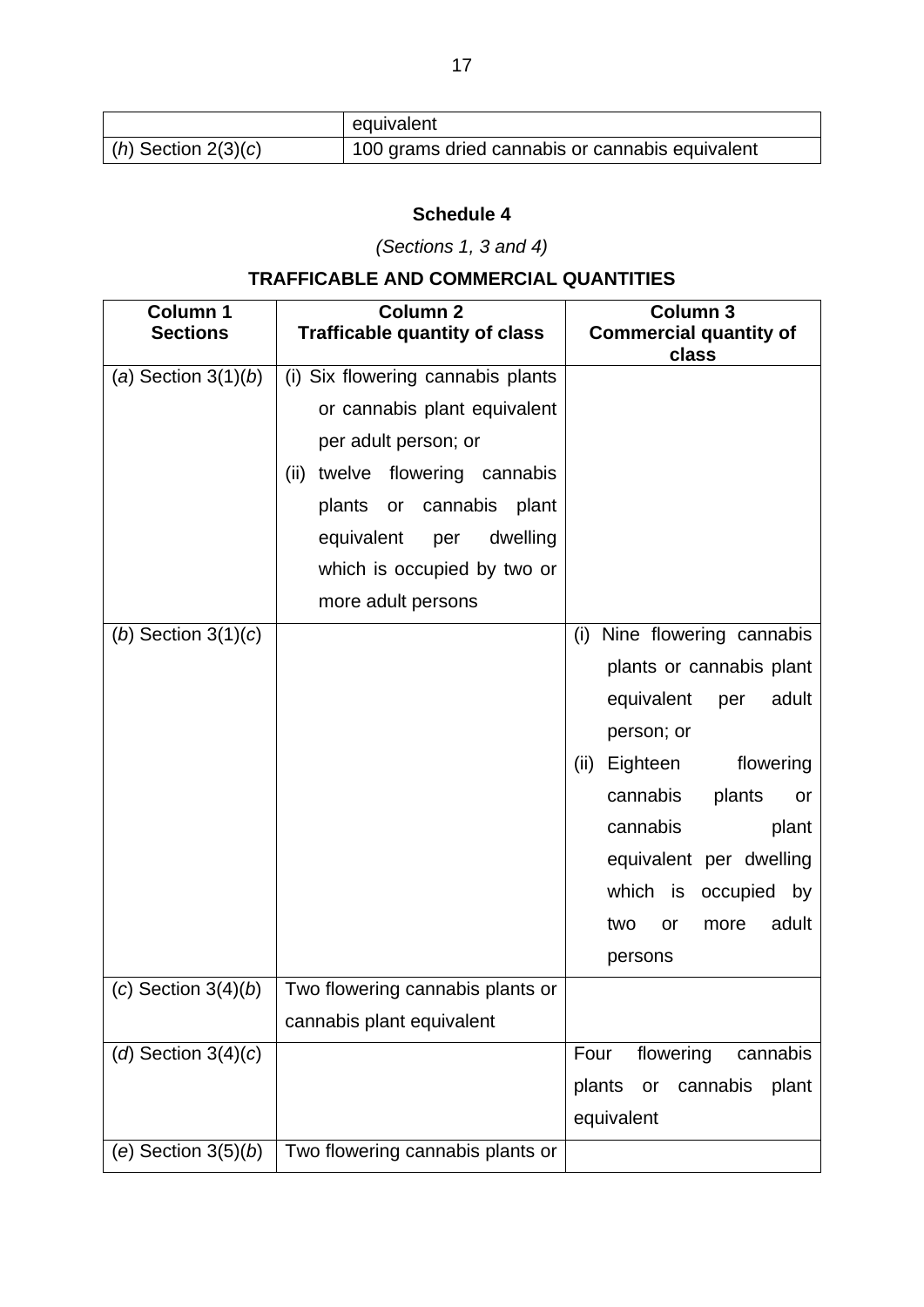| | equivalent |
|---|---|
| (*h*) Section 2(3)(*c*) | 100 grams dried cannabis or cannabis equivalent |

**Schedule 4**

*(Sections 1, 3 and 4)*

**TRAFFICABLE AND COMMERCIAL QUANTITIES**

| **Column 1 Sections** | **Column 2 Trafficable quantity of class** | **Column 3 Commercial quantity of class** |
|---|---|---|
| (*a*) Section 3(1)(*b*) | (i) Six flowering cannabis plants or cannabis plant equivalent per adult person; or (ii) twelve flowering cannabis plants or cannabis plant equivalent per dwelling which is occupied by two or more adult persons | |
| (*b*) Section 3(1)(*c*) | | (i) Nine flowering cannabis plants or cannabis plant equivalent per adult person; or (ii) Eighteen flowering cannabis plants or cannabis plant equivalent per dwelling which is occupied by two or more adult persons |
| (*c*) Section 3(4)(*b*) | Two flowering cannabis plants or cannabis plant equivalent | |
| (*d*) Section 3(4)(*c*) | | Four flowering cannabis plants or cannabis plant equivalent |
| (*e*) Section 3(5)(*b*) | Two flowering cannabis plants or | |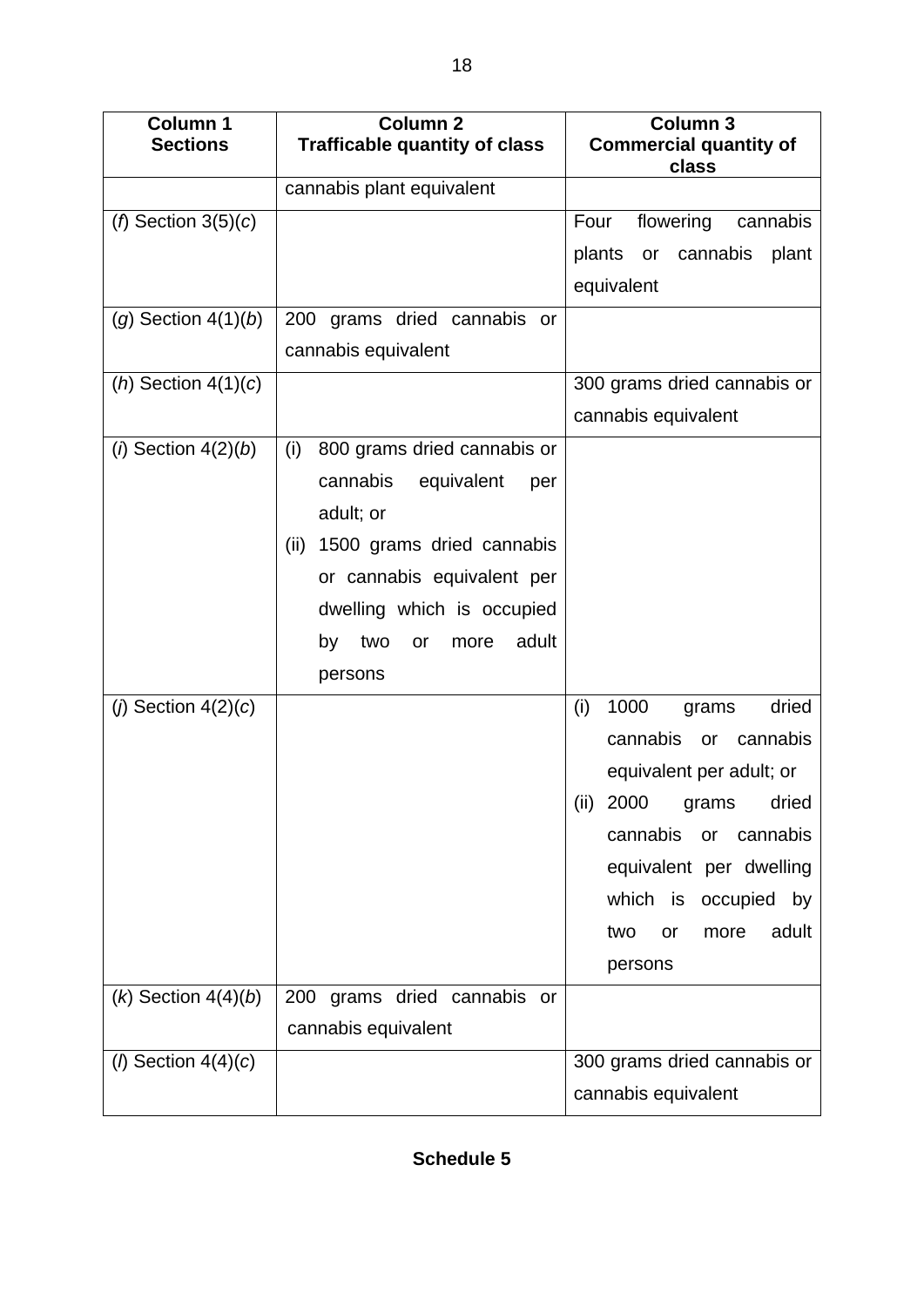| Column 1<br>Sections | Column 2<br>Trafficable quantity of class | Column 3<br>Commercial quantity of class |
|---|---|---|
| | cannabis plant equivalent | |
| (*f*) Section 3(5)(*c*) | | Four flowering cannabis plants or cannabis plant equivalent |
| (*g*) Section 4(1)(*b*) | 200 grams dried cannabis or cannabis equivalent | |
| (*h*) Section 4(1)(*c*) | | 300 grams dried cannabis or cannabis equivalent |
| (*i*) Section 4(2)(*b*) | (i) 800 grams dried cannabis or cannabis equivalent per adult; or<br>(ii) 1500 grams dried cannabis or cannabis equivalent per dwelling which is occupied by two or more adult persons | |
| (*j*) Section 4(2)(*c*) | | (i) 1000 grams dried cannabis or cannabis equivalent per adult; or<br>(ii) 2000 grams dried cannabis or cannabis equivalent per dwelling which is occupied by two or more adult persons |
| (*k*) Section 4(4)(*b*) | 200 grams dried cannabis or cannabis equivalent | |
| (*l*) Section 4(4)(*c*) | | 300 grams dried cannabis or cannabis equivalent |

## Schedule 5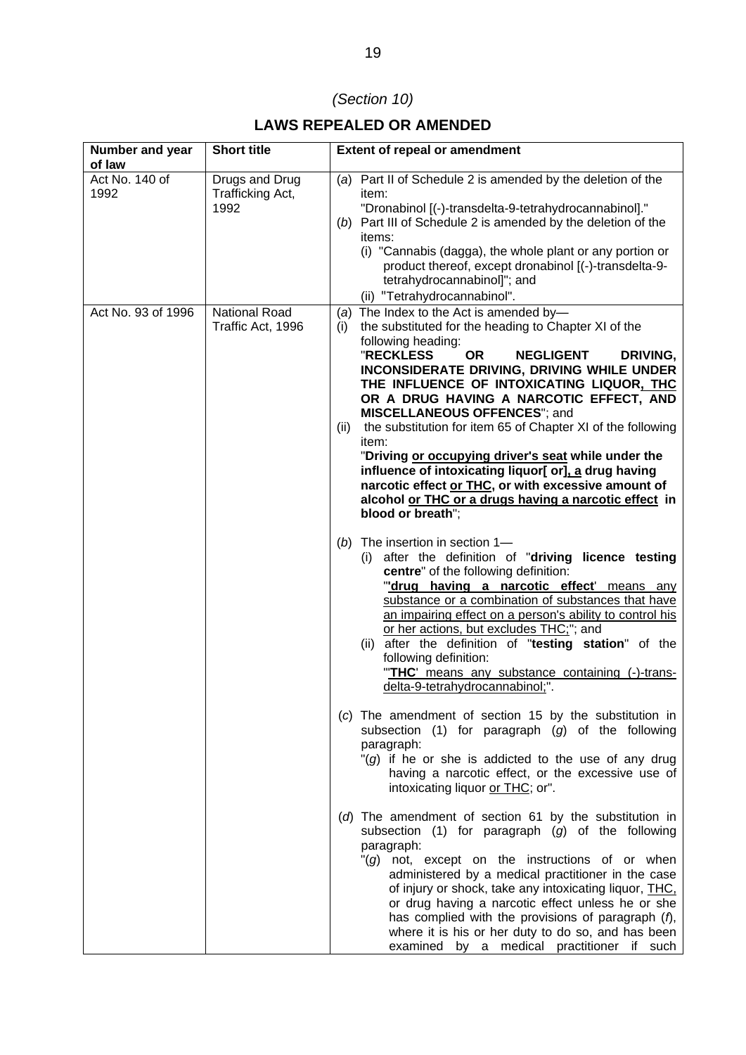*(Section 10)*

## LAWS REPEALED OR AMENDED

| Number and year of law | Short title | Extent of repeal or amendment |
|---|---|---|
| Act No. 140 of 1992 | Drugs and Drug Trafficking Act, 1992 | (*a*) Part II of Schedule 2 is amended by the deletion of the item: "Dronabinol [(-)-transdelta-9-tetrahydrocannabinol]." (*b*) Part III of Schedule 2 is amended by the deletion of the items: (i) "Cannabis (dagga), the whole plant or any portion or product thereof, except dronabinol [(-)-transdelta-9-tetrahydrocannabinol]"; and (ii) "Tetrahydrocannabinol". |
| Act No. 93 of 1996 | National Road Traffic Act, 1996 | (*a*) The Index to the Act is amended by— (i) the substituted for the heading to Chapter XI of the following heading: "**RECKLESS OR NEGLIGENT DRIVING, INCONSIDERATE DRIVING, DRIVING WHILE UNDER THE INFLUENCE OF INTOXICATING LIQUOR<u>, THC</u> OR A DRUG HAVING A NARCOTIC EFFECT, AND MISCELLANEOUS OFFENCES**"; and (ii) the substitution for item 65 of Chapter XI of the following item: "**Driving <u>or occupying driver's seat</u> while under the influence of intoxicating liquor[ or]<u>, a</u> drug having narcotic effect <u>or THC</u>, or with excessive amount of alcohol <u>or THC or a drugs having a narcotic effect</u> in blood or breath**";<br><br>(*b*) The insertion in section 1— (i) after the definition of "**driving licence testing centre**" of the following definition: <u>"'**drug having a narcotic effect**' means any substance or a combination of substances that have an impairing effect on a person's ability to control his or her actions, but excludes THC;</u>"; and (ii) after the definition of "**testing station**" of the following definition: <u>"'**THC**' means any substance containing (-)-trans-delta-9-tetrahydrocannabinol;</u>".<br><br>(*c*) The amendment of section 15 by the substitution in subsection (1) for paragraph (*g*) of the following paragraph: "(*g*) if he or she is addicted to the use of any drug having a narcotic effect, or the excessive use of intoxicating liquor <u>or THC</u>; or".<br><br>(*d*) The amendment of section 61 by the substitution in subsection (1) for paragraph (*g*) of the following paragraph: "(*g*) not, except on the instructions of or when administered by a medical practitioner in the case of injury or shock, take any intoxicating liquor, <u>THC,</u> or drug having a narcotic effect unless he or she has complied with the provisions of paragraph (*f*), where it is his or her duty to do so, and has been examined by a medical practitioner if such |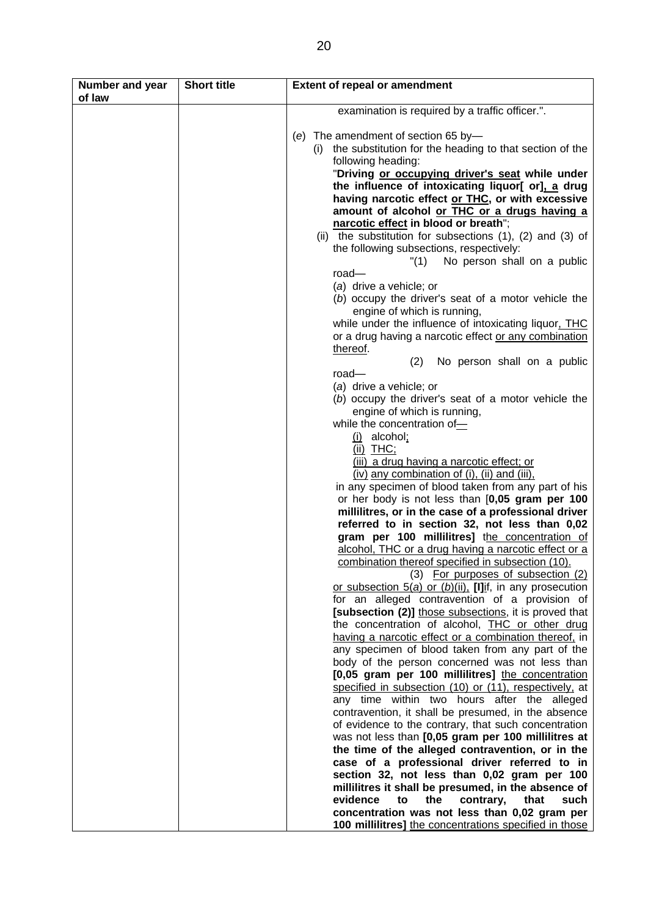| Number and year of law | Short title | Extent of repeal or amendment |
|---|---|---|
| | | examination is required by a traffic officer.".<br><br>(*e*) The amendment of section 65 by—<br>(i) the substitution for the heading to that section of the following heading:<br>"**Driving <u>or occupying driver's seat</u> while under the influence of intoxicating liquor[ or]<u>, a</u> drug having narcotic effect <u>or THC</u>, or with excessive amount of alcohol <u>or THC or a drugs having a narcotic effect</u> in blood or breath**";<br>(ii) the substitution for subsections (1), (2) and (3) of the following subsections, respectively:<br>"(1) No person shall on a public road—<br>(*a*) drive a vehicle; or<br>(*b*) occupy the driver's seat of a motor vehicle the engine of which is running,<br>while under the influence of intoxicating liquor<u>, THC</u> or a drug having a narcotic effect <u>or any combination thereof</u>.<br>(2) No person shall on a public road—<br>(*a*) drive a vehicle; or<br>(*b*) occupy the driver's seat of a motor vehicle the engine of which is running,<br>while the concentration of<u>—</u><br><u>(i)</u> alcohol<u>;</u><br><u>(ii) THC;</u><br><u>(iii) a drug having a narcotic effect; or</u><br><u>(iv) any combination of (i), (ii) and (iii),</u><br>in any specimen of blood taken from any part of his or her body is not less than **[0,05 gram per 100 millilitres, or in the case of a professional driver referred to in section 32, not less than 0,02 gram per 100 millilitres]** <u>the concentration of alcohol, THC or a drug having a narcotic effect or a combination thereof specified in subsection (10).</u><br>(3) <u>For purposes of subsection (2) or subsection 5(*a*) or (*b*)(ii),</u> **[I]**<u>i</u>f, in any prosecution for an alleged contravention of a provision of **[subsection (2)]** <u>those subsections</u>, it is proved that the concentration of alcohol, <u>THC or other drug having a narcotic effect or a combination thereof,</u> in any specimen of blood taken from any part of the body of the person concerned was not less than **[0,05 gram per 100 millilitres]** <u>the concentration specified in subsection (10) or (11), respectively,</u> at any time within two hours after the alleged contravention, it shall be presumed, in the absence of evidence to the contrary, that such concentration was not less than **[0,05 gram per 100 millilitres at the time of the alleged contravention, or in the case of a professional driver referred to in section 32, not less than 0,02 gram per 100 millilitres it shall be presumed, in the absence of evidence to the contrary, that such concentration was not less than 0,02 gram per 100 millilitres]** <u>the concentrations specified in those</u> |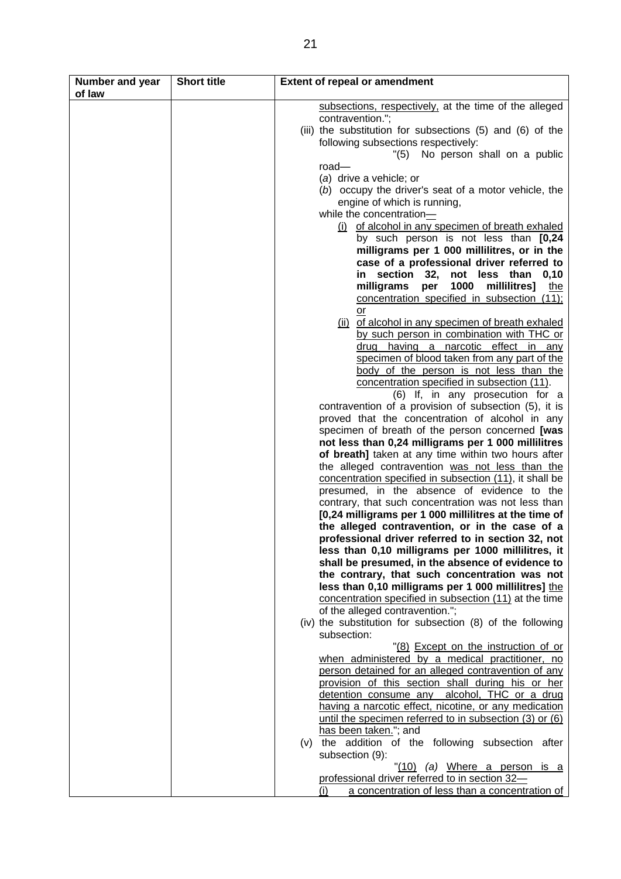| Number and year of law | Short title | Extent of repeal or amendment |
|---|---|---|
| | | subsections, respectively, at the time of the alleged contravention."; <br>(iii) the substitution for subsections (5) and (6) of the following subsections respectively: <br>"(5) No person shall on a public road— <br>(*a*) drive a vehicle; or <br>(*b*) occupy the driver's seat of a motor vehicle, the engine of which is running, <br>while the concentration— <br>(i) of alcohol in any specimen of breath exhaled by such person is not less than **[0,24 milligrams per 1 000 millilitres, or in the case of a professional driver referred to in section 32, not less than 0,10 milligrams per 1000 millilitres]** the concentration specified in subsection (11); or <br>(ii) of alcohol in any specimen of breath exhaled by such person in combination with THC or drug having a narcotic effect in any specimen of blood taken from any part of the body of the person is not less than the concentration specified in subsection (11). <br>(6) If, in any prosecution for a contravention of a provision of subsection (5), it is proved that the concentration of alcohol in any specimen of breath of the person concerned **[was not less than 0,24 milligrams per 1 000 millilitres of breath]** taken at any time within two hours after the alleged contravention was not less than the concentration specified in subsection (11), it shall be presumed, in the absence of evidence to the contrary, that such concentration was not less than **[0,24 milligrams per 1 000 millilitres at the time of the alleged contravention, or in the case of a professional driver referred to in section 32, not less than 0,10 milligrams per 1000 millilitres, it shall be presumed, in the absence of evidence to the contrary, that such concentration was not less than 0,10 milligrams per 1 000 millilitres]** the concentration specified in subsection (11) at the time of the alleged contravention."; <br>(iv) the substitution for subsection (8) of the following subsection: <br>"(8) Except on the instruction of or when administered by a medical practitioner, no person detained for an alleged contravention of any provision of this section shall during his or her detention consume any alcohol, THC or a drug having a narcotic effect, nicotine, or any medication until the specimen referred to in subsection (3) or (6) has been taken."; and <br>(v) the addition of the following subsection after subsection (9): <br>"(10) (*a*) Where a person is a professional driver referred to in section 32— <br>(i) a concentration of less than a concentration of |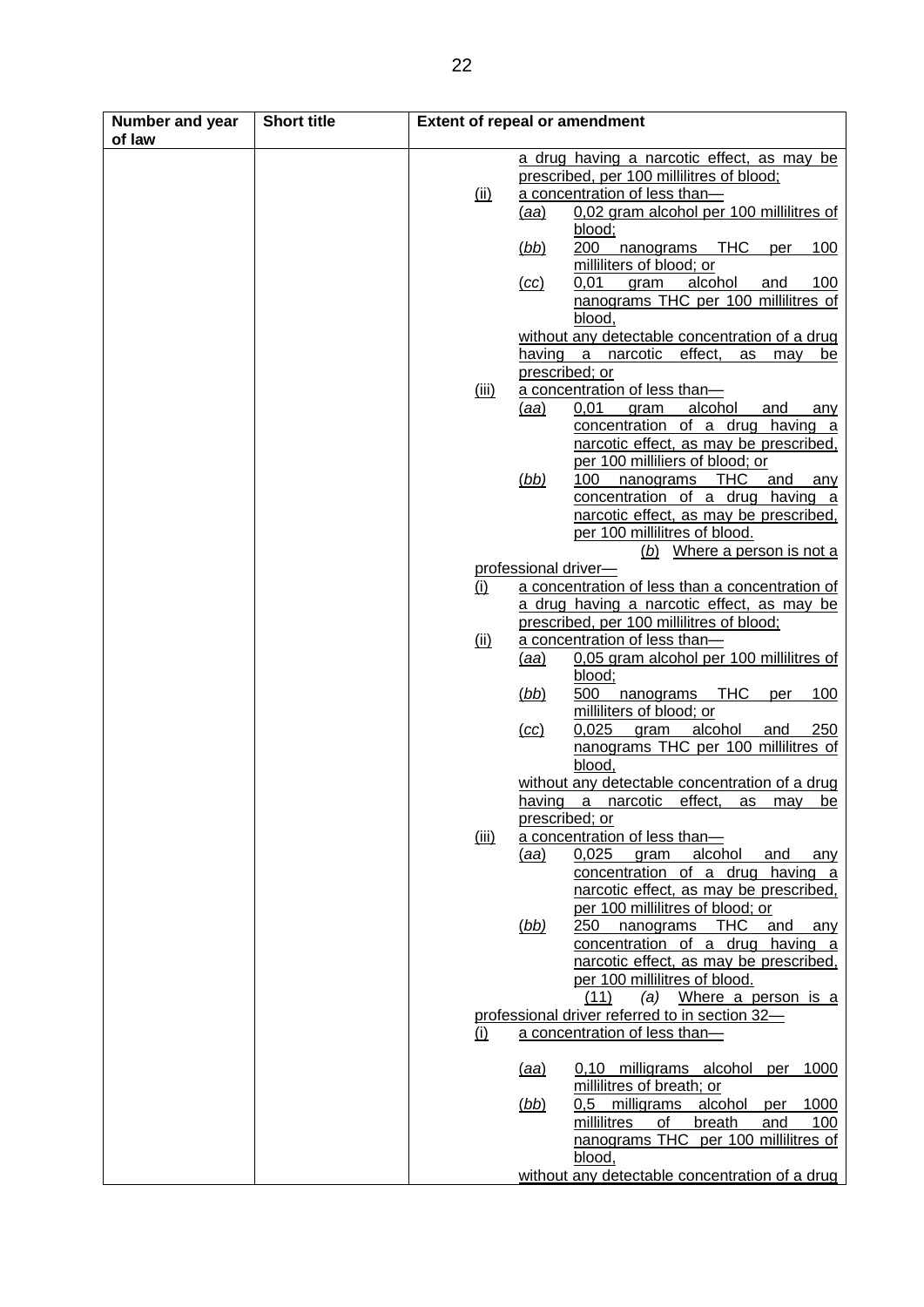| Number and year of law | Short title | Extent of repeal or amendment |
|---|---|---|
| | | a drug having a narcotic effect, as may be prescribed, per 100 millilitres of blood;<br>(ii) a concentration of less than—<br>(aa) 0,02 gram alcohol per 100 millilitres of blood;<br>(bb) 200 nanograms THC per 100 milliliters of blood; or<br>(cc) 0,01 gram alcohol and 100 nanograms THC per 100 millilitres of blood,<br>without any detectable concentration of a drug having a narcotic effect, as may be prescribed; or<br>(iii) a concentration of less than—<br>(aa) 0,01 gram alcohol and any concentration of a drug having a narcotic effect, as may be prescribed, per 100 milliliers of blood; or<br>(bb) 100 nanograms THC and any concentration of a drug having a narcotic effect, as may be prescribed, per 100 millilitres of blood.<br>(b) Where a person is not a professional driver—<br>(i) a concentration of less than a concentration of a drug having a narcotic effect, as may be prescribed, per 100 millilitres of blood;<br>(ii) a concentration of less than—<br>(aa) 0,05 gram alcohol per 100 millilitres of blood;<br>(bb) 500 nanograms THC per 100 milliliters of blood; or<br>(cc) 0,025 gram alcohol and 250 nanograms THC per 100 millilitres of blood,<br>without any detectable concentration of a drug having a narcotic effect, as may be prescribed; or<br>(iii) a concentration of less than—<br>(aa) 0,025 gram alcohol and any concentration of a drug having a narcotic effect, as may be prescribed, per 100 millilitres of blood; or<br>(bb) 250 nanograms THC and any concentration of a drug having a narcotic effect, as may be prescribed, per 100 millilitres of blood.<br>(11) (a) Where a person is a professional driver referred to in section 32—<br>(i) a concentration of less than—<br>(aa) 0,10 milligrams alcohol per 1000 millilitres of breath; or<br>(bb) 0,5 milligrams alcohol per 1000 millilitres of breath and 100 nanograms THC per 100 millilitres of blood,<br>without any detectable concentration of a drug |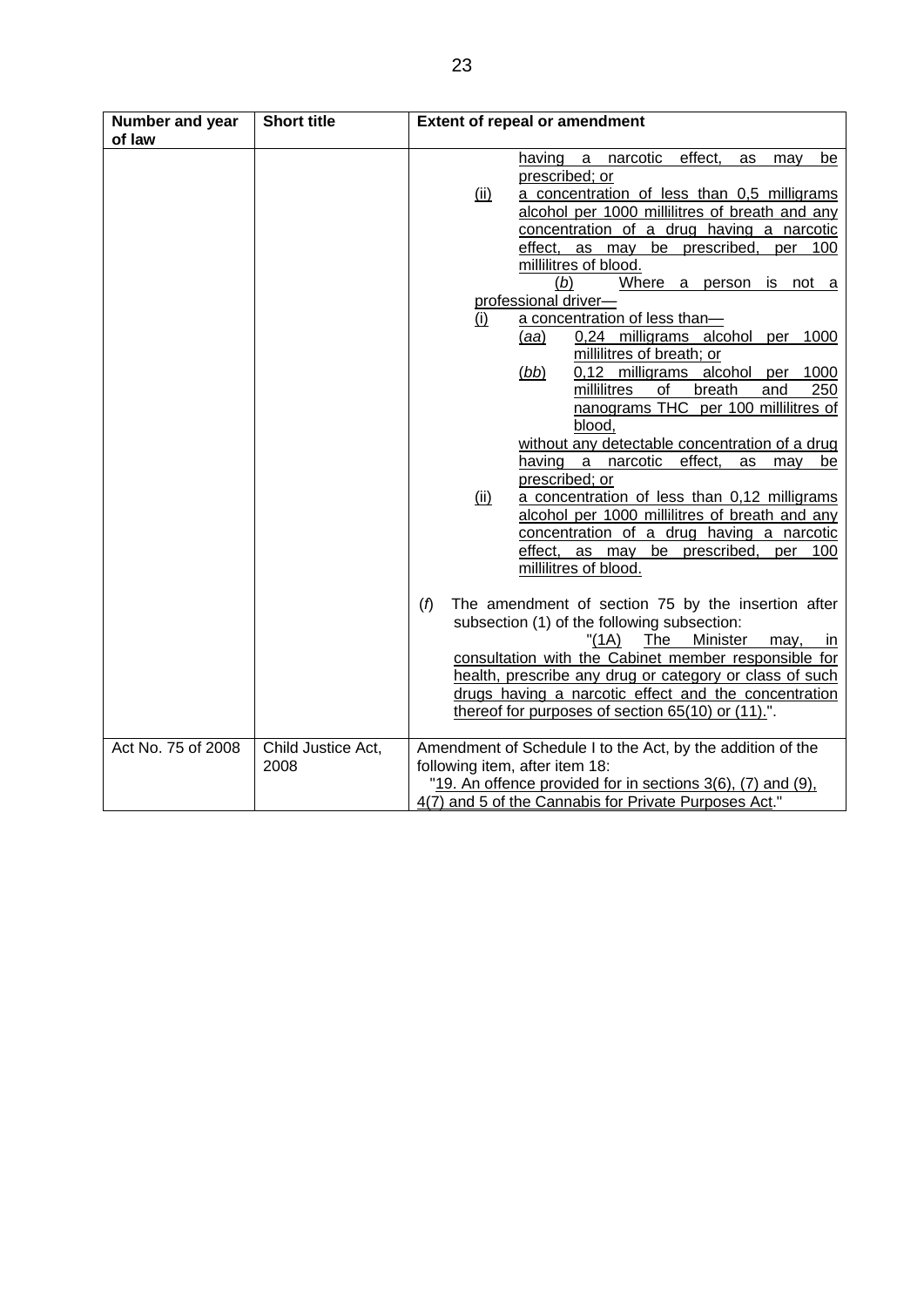| Number and year of law | Short title | Extent of repeal or amendment |
|---|---|---|
| | | having a narcotic effect, as may be prescribed; or<br>(ii) a concentration of less than 0,5 milligrams alcohol per 1000 millilitres of breath and any concentration of a drug having a narcotic effect, as may be prescribed, per 100 millilitres of blood.<br>(*b*) Where a person is not a professional driver—<br>(i) a concentration of less than—<br>(*aa*) 0,24 milligrams alcohol per 1000 millilitres of breath; or<br>(*bb*) 0,12 milligrams alcohol per 1000 millilitres of breath and 250 nanograms THC per 100 millilitres of blood,<br>without any detectable concentration of a drug having a narcotic effect, as may be prescribed; or<br>(ii) a concentration of less than 0,12 milligrams alcohol per 1000 millilitres of breath and any concentration of a drug having a narcotic effect, as may be prescribed, per 100 millilitres of blood.<br><br>(*f*) The amendment of section 75 by the insertion after subsection (1) of the following subsection:<br>"(1A) The Minister may, in consultation with the Cabinet member responsible for health, prescribe any drug or category or class of such drugs having a narcotic effect and the concentration thereof for purposes of section 65(10) or (11).". |
| Act No. 75 of 2008 | Child Justice Act, 2008 | Amendment of Schedule I to the Act, by the addition of the following item, after item 18:<br>"19. An offence provided for in sections 3(6), (7) and (9), 4(7) and 5 of the Cannabis for Private Purposes Act." |